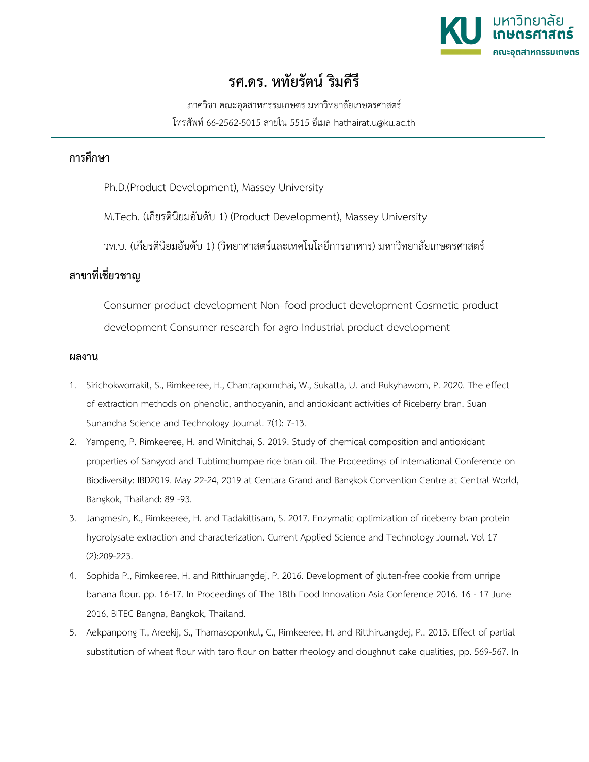# รศ.ดร. หทัยรัตน์ ริมคีรี

ภาควิชา คณะอุตสาหกรรมเกษตร มหาวิทยาลัยเกษตรศาสตร์

โทรศัพท์ 66-2562-5015 สายใน 5515 อีเมล hathairat.u@ku.ac.th

---

## การศึกษา

Ph.D.(Product Development), Massey University

M.Tech. (เกียรตินิยมอันดับ 1) (Product Development), Massey University

วท.บ. (เกียรตินิยมอันดับ 1) (วิทยาศาสตร์และเทคโนโลยีการอาหาร) มหาวิทยาลัยเกษตรศาสตร์

## สาขาที่เชี่ยวชาญ

Consumer product development Non–food product development Cosmetic product development Consumer research for agro-Industrial product development

## ผลงาน

1. Sirichokworrakit, S., Rimkeeree, H., Chantrapornchai, W., Sukatta, U. and Rukyhaworn, P. 2020. The effect of extraction methods on phenolic, anthocyanin, and antioxidant activities of Riceberry bran. Suan Sunandha Science and Technology Journal. 7(1): 7-13.
2. Yampeng, P. Rimkeeree, H. and Winitchai, S. 2019. Study of chemical composition and antioxidant properties of Sangyod and Tubtimchumpae rice bran oil. The Proceedings of International Conference on Biodiversity: IBD2019. May 22-24, 2019 at Centara Grand and Bangkok Convention Centre at Central World, Bangkok, Thailand: 89 -93.
3. Jangmesin, K., Rimkeeree, H. and Tadakittisarn, S. 2017. Enzymatic optimization of riceberry bran protein hydrolysate extraction and characterization. Current Applied Science and Technology Journal. Vol 17 (2):209-223.
4. Sophida P., Rimkeeree, H. and Ritthiruangdej, P. 2016. Development of gluten-free cookie from unripe banana flour. pp. 16-17. In Proceedings of The 18th Food Innovation Asia Conference 2016. 16 - 17 June 2016, BITEC Bangna, Bangkok, Thailand.
5. Aekpanpong T., Areekij, S., Thamasoponkul, C., Rimkeeree, H. and Ritthiruangdej, P.. 2013. Effect of partial substitution of wheat flour with taro flour on batter rheology and doughnut cake qualities, pp. 569-567. In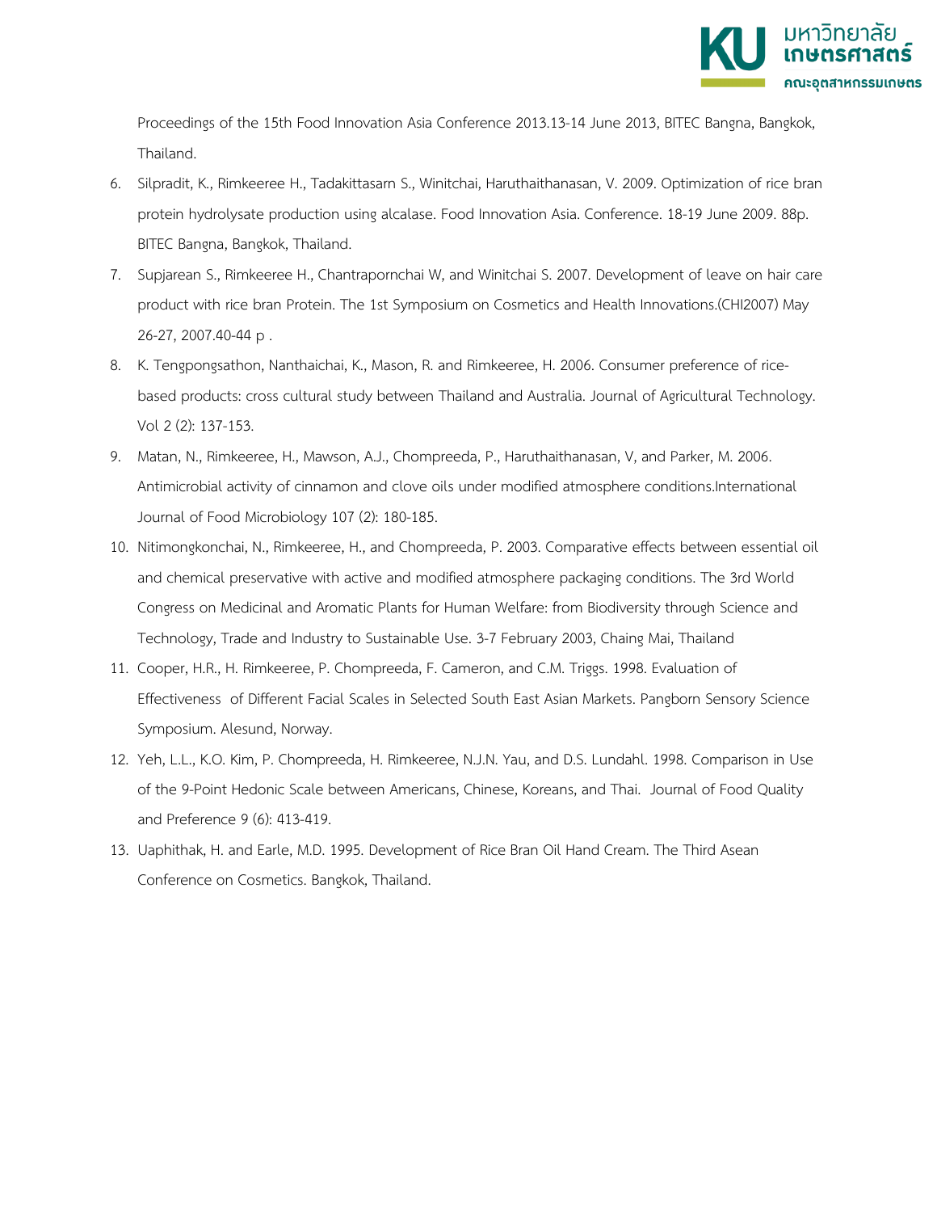Proceedings of the 15th Food Innovation Asia Conference 2013.13-14 June 2013, BITEC Bangna, Bangkok, Thailand.

6. Silpradit, K., Rimkeeree H., Tadakittasarn S., Winitchai, Haruthaithanasan, V. 2009. Optimization of rice bran protein hydrolysate production using alcalase. Food Innovation Asia. Conference. 18-19 June 2009. 88p. BITEC Bangna, Bangkok, Thailand.
7. Supjarean S., Rimkeeree H., Chantrapornchai W, and Winitchai S. 2007. Development of leave on hair care product with rice bran Protein. The 1st Symposium on Cosmetics and Health Innovations.(CHI2007) May 26-27, 2007.40-44 p .
8. K. Tengpongsathon, Nanthaichai, K., Mason, R. and Rimkeeree, H. 2006. Consumer preference of rice-based products: cross cultural study between Thailand and Australia. Journal of Agricultural Technology. Vol 2 (2): 137-153.
9. Matan, N., Rimkeeree, H., Mawson, A.J., Chompreeda, P., Haruthaithanasan, V, and Parker, M. 2006. Antimicrobial activity of cinnamon and clove oils under modified atmosphere conditions.International Journal of Food Microbiology 107 (2): 180-185.
10. Nitimongkonchai, N., Rimkeeree, H., and Chompreeda, P. 2003. Comparative effects between essential oil and chemical preservative with active and modified atmosphere packaging conditions. The 3rd World Congress on Medicinal and Aromatic Plants for Human Welfare: from Biodiversity through Science and Technology, Trade and Industry to Sustainable Use. 3-7 February 2003, Chaing Mai, Thailand
11. Cooper, H.R., H. Rimkeeree, P. Chompreeda, F. Cameron, and C.M. Triggs. 1998. Evaluation of Effectiveness of Different Facial Scales in Selected South East Asian Markets. Pangborn Sensory Science Symposium. Alesund, Norway.
12. Yeh, L.L., K.O. Kim, P. Chompreeda, H. Rimkeeree, N.J.N. Yau, and D.S. Lundahl. 1998. Comparison in Use of the 9-Point Hedonic Scale between Americans, Chinese, Koreans, and Thai. Journal of Food Quality and Preference 9 (6): 413-419.
13. Uaphithak, H. and Earle, M.D. 1995. Development of Rice Bran Oil Hand Cream. The Third Asean Conference on Cosmetics. Bangkok, Thailand.